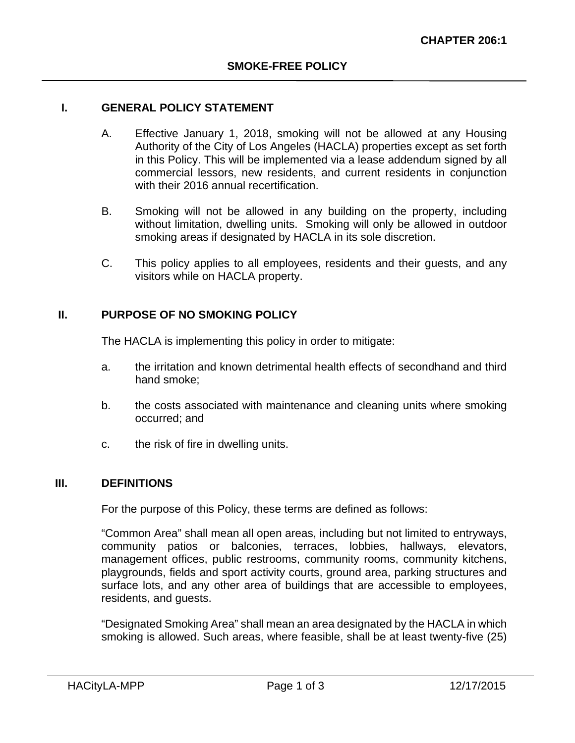**CHAPTER 206:1**

# SMOKE-FREE POLICY

## I. GENERAL POLICY STATEMENT

A. Effective January 1, 2018, smoking will not be allowed at any Housing Authority of the City of Los Angeles (HACLA) properties except as set forth in this Policy. This will be implemented via a lease addendum signed by all commercial lessors, new residents, and current residents in conjunction with their 2016 annual recertification.

B. Smoking will not be allowed in any building on the property, including without limitation, dwelling units. Smoking will only be allowed in outdoor smoking areas if designated by HACLA in its sole discretion.

C. This policy applies to all employees, residents and their guests, and any visitors while on HACLA property.

## II. PURPOSE OF NO SMOKING POLICY

The HACLA is implementing this policy in order to mitigate:

a. the irritation and known detrimental health effects of secondhand and third hand smoke;

b. the costs associated with maintenance and cleaning units where smoking occurred; and

c. the risk of fire in dwelling units.

## III. DEFINITIONS

For the purpose of this Policy, these terms are defined as follows:

"Common Area" shall mean all open areas, including but not limited to entryways, community patios or balconies, terraces, lobbies, hallways, elevators, management offices, public restrooms, community rooms, community kitchens, playgrounds, fields and sport activity courts, ground area, parking structures and surface lots, and any other area of buildings that are accessible to employees, residents, and guests.

"Designated Smoking Area" shall mean an area designated by the HACLA in which smoking is allowed. Such areas, where feasible, shall be at least twenty-five (25)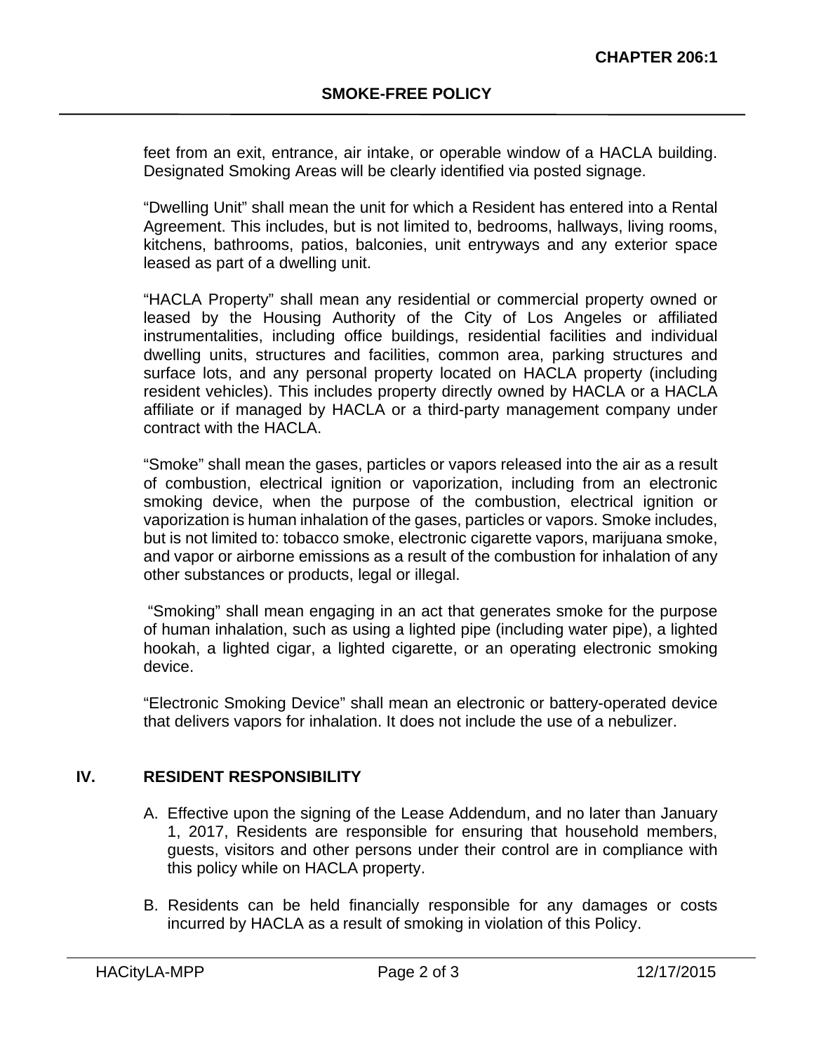feet from an exit, entrance, air intake, or operable window of a HACLA building. Designated Smoking Areas will be clearly identified via posted signage.

"Dwelling Unit" shall mean the unit for which a Resident has entered into a Rental Agreement. This includes, but is not limited to, bedrooms, hallways, living rooms, kitchens, bathrooms, patios, balconies, unit entryways and any exterior space leased as part of a dwelling unit.

"HACLA Property" shall mean any residential or commercial property owned or leased by the Housing Authority of the City of Los Angeles or affiliated instrumentalities, including office buildings, residential facilities and individual dwelling units, structures and facilities, common area, parking structures and surface lots, and any personal property located on HACLA property (including resident vehicles). This includes property directly owned by HACLA or a HACLA affiliate or if managed by HACLA or a third-party management company under contract with the HACLA.

"Smoke" shall mean the gases, particles or vapors released into the air as a result of combustion, electrical ignition or vaporization, including from an electronic smoking device, when the purpose of the combustion, electrical ignition or vaporization is human inhalation of the gases, particles or vapors. Smoke includes, but is not limited to: tobacco smoke, electronic cigarette vapors, marijuana smoke, and vapor or airborne emissions as a result of the combustion for inhalation of any other substances or products, legal or illegal.

"Smoking" shall mean engaging in an act that generates smoke for the purpose of human inhalation, such as using a lighted pipe (including water pipe), a lighted hookah, a lighted cigar, a lighted cigarette, or an operating electronic smoking device.

"Electronic Smoking Device" shall mean an electronic or battery-operated device that delivers vapors for inhalation. It does not include the use of a nebulizer.

## IV. RESIDENT RESPONSIBILITY

A. Effective upon the signing of the Lease Addendum, and no later than January 1, 2017, Residents are responsible for ensuring that household members, guests, visitors and other persons under their control are in compliance with this policy while on HACLA property.

B. Residents can be held financially responsible for any damages or costs incurred by HACLA as a result of smoking in violation of this Policy.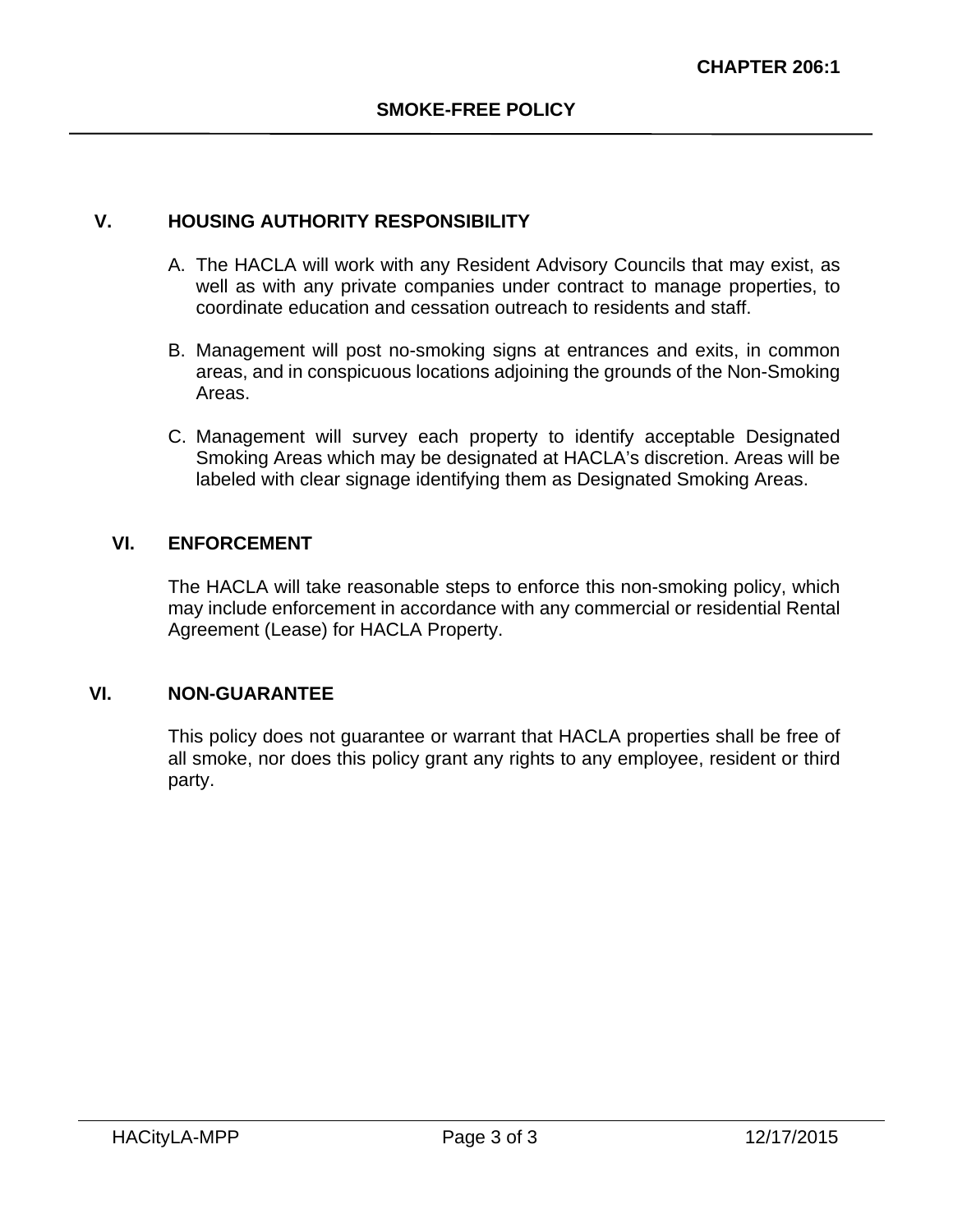## V. HOUSING AUTHORITY RESPONSIBILITY

A. The HACLA will work with any Resident Advisory Councils that may exist, as well as with any private companies under contract to manage properties, to coordinate education and cessation outreach to residents and staff.

B. Management will post no-smoking signs at entrances and exits, in common areas, and in conspicuous locations adjoining the grounds of the Non-Smoking Areas.

C. Management will survey each property to identify acceptable Designated Smoking Areas which may be designated at HACLA's discretion. Areas will be labeled with clear signage identifying them as Designated Smoking Areas.

## VI. ENFORCEMENT

The HACLA will take reasonable steps to enforce this non-smoking policy, which may include enforcement in accordance with any commercial or residential Rental Agreement (Lease) for HACLA Property.

## VI. NON-GUARANTEE

This policy does not guarantee or warrant that HACLA properties shall be free of all smoke, nor does this policy grant any rights to any employee, resident or third party.